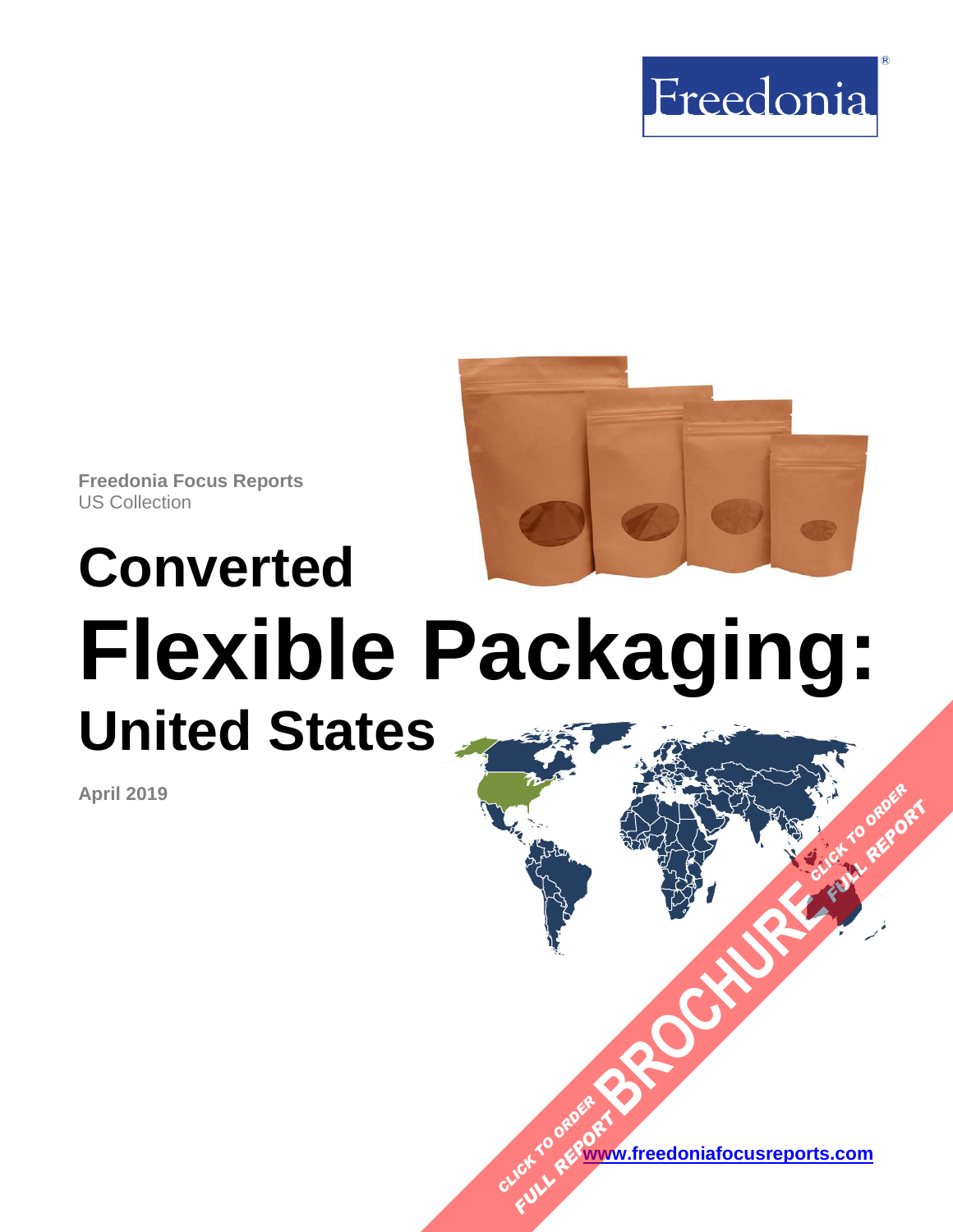Freedonia

Freedonia Focus Reports
US Collection

# Converted Flexible Packaging: United States

April 2019

CLICK TO ORDER FULL REPORT BROCHURE CLICK TO ORDER FULL REPORT

www.freedoniafocusreports.com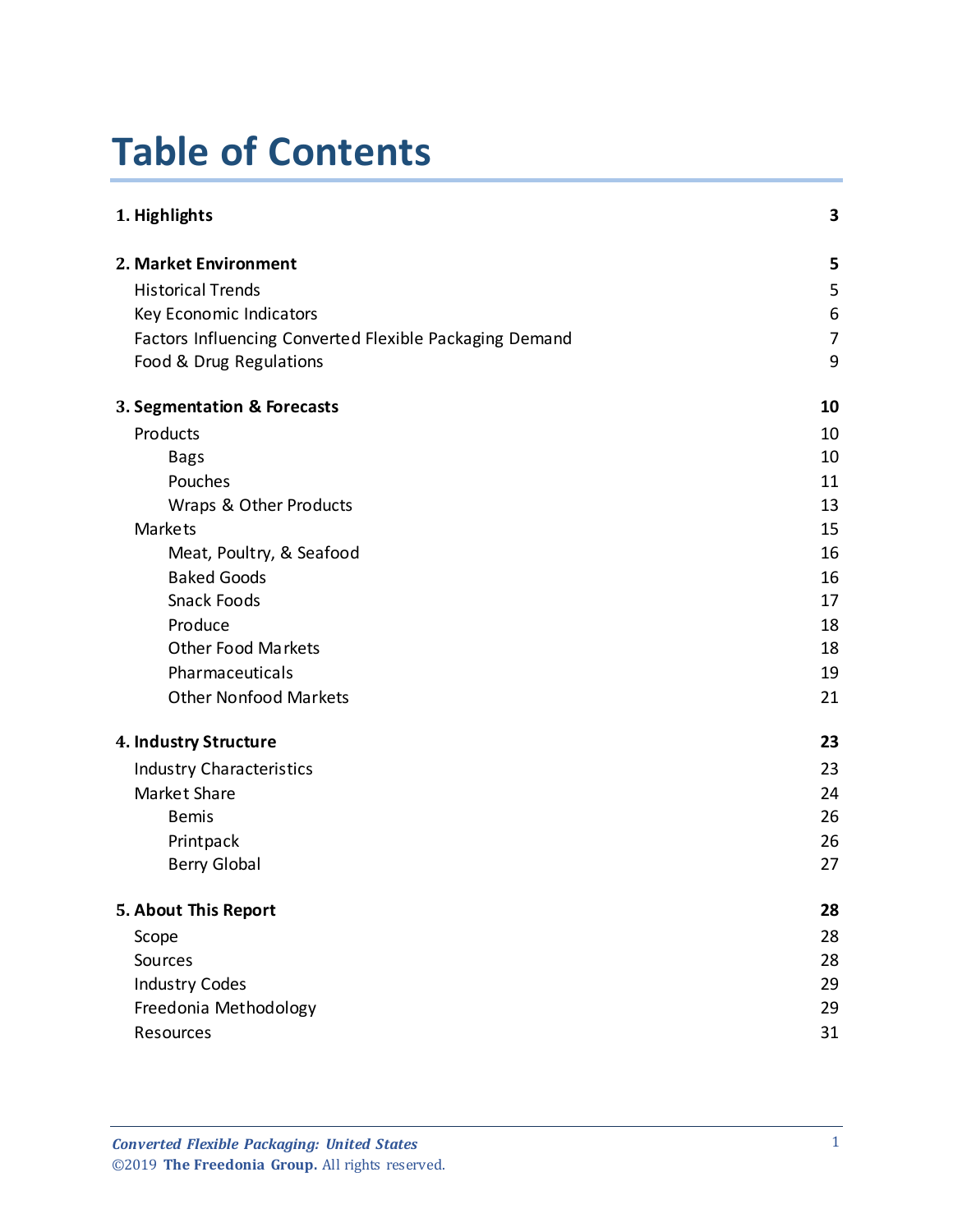# Table of Contents

| | |
|---|---|
| **1. Highlights** | **3** |
| **2. Market Environment** | **5** |
| Historical Trends | 5 |
| Key Economic Indicators | 6 |
| Factors Influencing Converted Flexible Packaging Demand | 7 |
| Food & Drug Regulations | 9 |
| **3. Segmentation & Forecasts** | **10** |
| Products | 10 |
| Bags | 10 |
| Pouches | 11 |
| Wraps & Other Products | 13 |
| Markets | 15 |
| Meat, Poultry, & Seafood | 16 |
| Baked Goods | 16 |
| Snack Foods | 17 |
| Produce | 18 |
| Other Food Markets | 18 |
| Pharmaceuticals | 19 |
| Other Nonfood Markets | 21 |
| **4. Industry Structure** | **23** |
| Industry Characteristics | 23 |
| Market Share | 24 |
| Bemis | 26 |
| Printpack | 26 |
| Berry Global | 27 |
| **5. About This Report** | **28** |
| Scope | 28 |
| Sources | 28 |
| Industry Codes | 29 |
| Freedonia Methodology | 29 |
| Resources | 31 |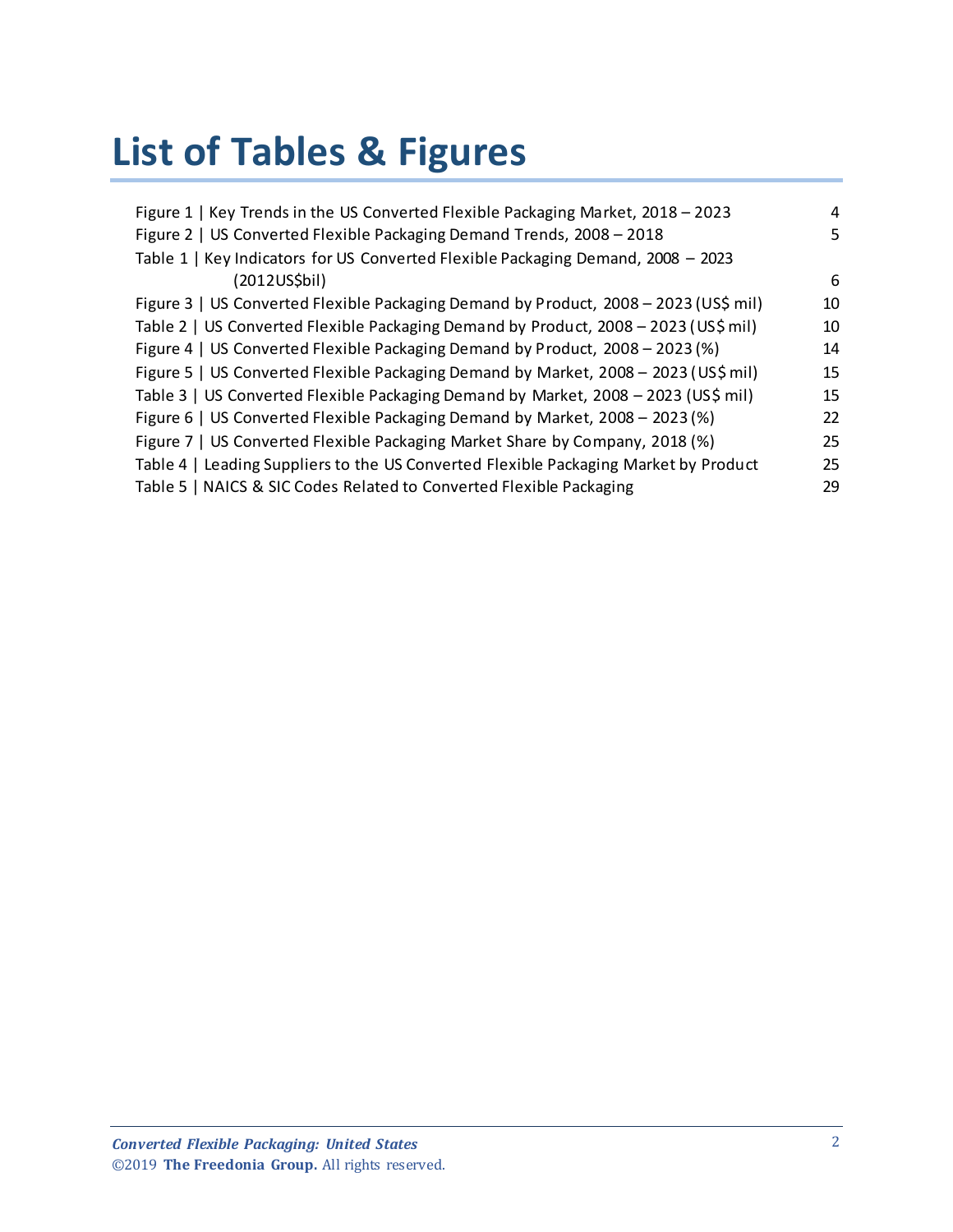# List of Tables & Figures

| | |
|---|---|
| Figure 1 \| Key Trends in the US Converted Flexible Packaging Market, 2018 – 2023 | 4 |
| Figure 2 \| US Converted Flexible Packaging Demand Trends, 2008 – 2018 | 5 |
| Table 1 \| Key Indicators for US Converted Flexible Packaging Demand, 2008 – 2023 (2012US$bil) | 6 |
| Figure 3 \| US Converted Flexible Packaging Demand by Product, 2008 – 2023 (US$ mil) | 10 |
| Table 2 \| US Converted Flexible Packaging Demand by Product, 2008 – 2023 (US$ mil) | 10 |
| Figure 4 \| US Converted Flexible Packaging Demand by Product, 2008 – 2023 (%) | 14 |
| Figure 5 \| US Converted Flexible Packaging Demand by Market, 2008 – 2023 (US$ mil) | 15 |
| Table 3 \| US Converted Flexible Packaging Demand by Market, 2008 – 2023 (US$ mil) | 15 |
| Figure 6 \| US Converted Flexible Packaging Demand by Market, 2008 – 2023 (%) | 22 |
| Figure 7 \| US Converted Flexible Packaging Market Share by Company, 2018 (%) | 25 |
| Table 4 \| Leading Suppliers to the US Converted Flexible Packaging Market by Product | 25 |
| Table 5 \| NAICS & SIC Codes Related to Converted Flexible Packaging | 29 |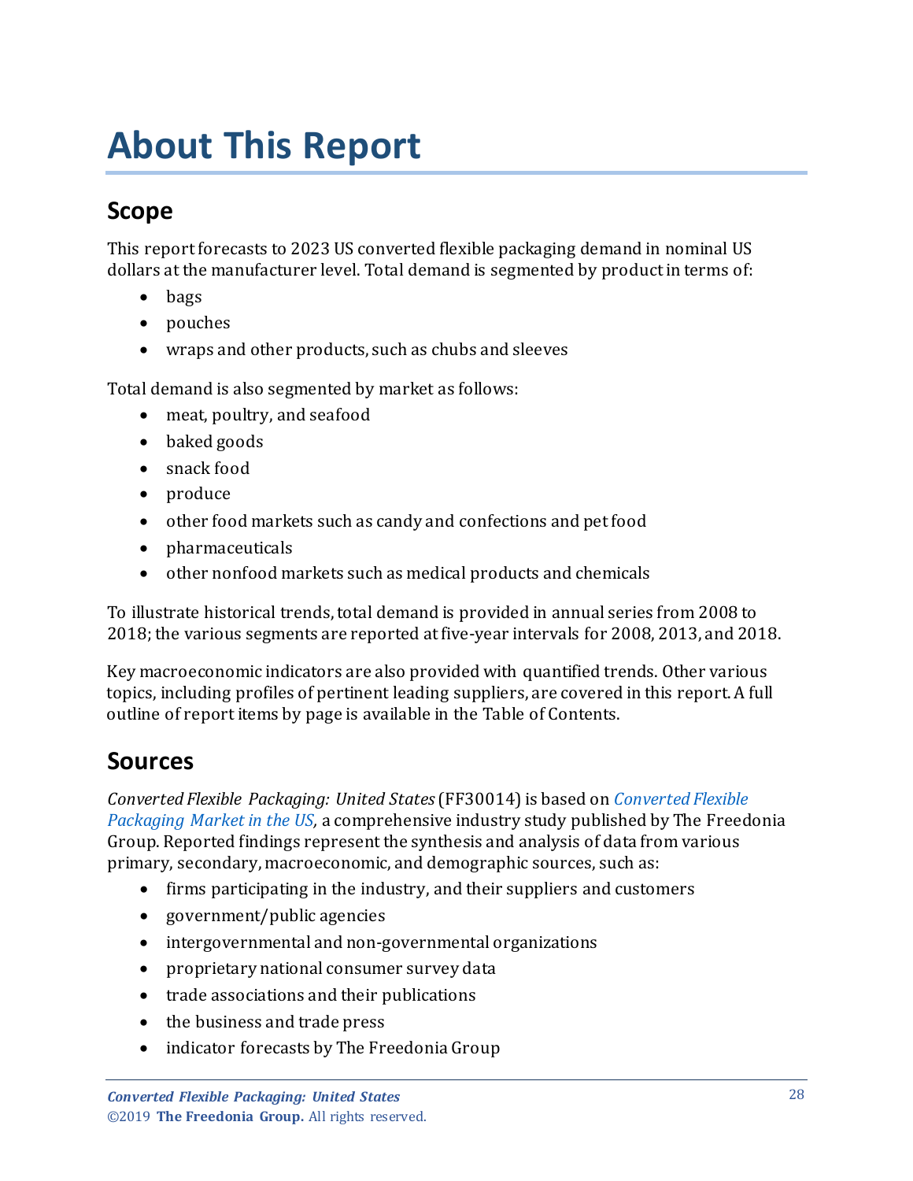# About This Report

## Scope

This report forecasts to 2023 US converted flexible packaging demand in nominal US dollars at the manufacturer level. Total demand is segmented by product in terms of:

- bags
- pouches
- wraps and other products, such as chubs and sleeves

Total demand is also segmented by market as follows:

- meat, poultry, and seafood
- baked goods
- snack food
- produce
- other food markets such as candy and confections and pet food
- pharmaceuticals
- other nonfood markets such as medical products and chemicals

To illustrate historical trends, total demand is provided in annual series from 2008 to 2018; the various segments are reported at five-year intervals for 2008, 2013, and 2018.

Key macroeconomic indicators are also provided with quantified trends. Other various topics, including profiles of pertinent leading suppliers, are covered in this report. A full outline of report items by page is available in the Table of Contents.

## Sources

*Converted Flexible Packaging: United States* (FF30014) is based on *Converted Flexible Packaging Market in the US*, a comprehensive industry study published by The Freedonia Group. Reported findings represent the synthesis and analysis of data from various primary, secondary, macroeconomic, and demographic sources, such as:

- firms participating in the industry, and their suppliers and customers
- government/public agencies
- intergovernmental and non-governmental organizations
- proprietary national consumer survey data
- trade associations and their publications
- the business and trade press
- indicator forecasts by The Freedonia Group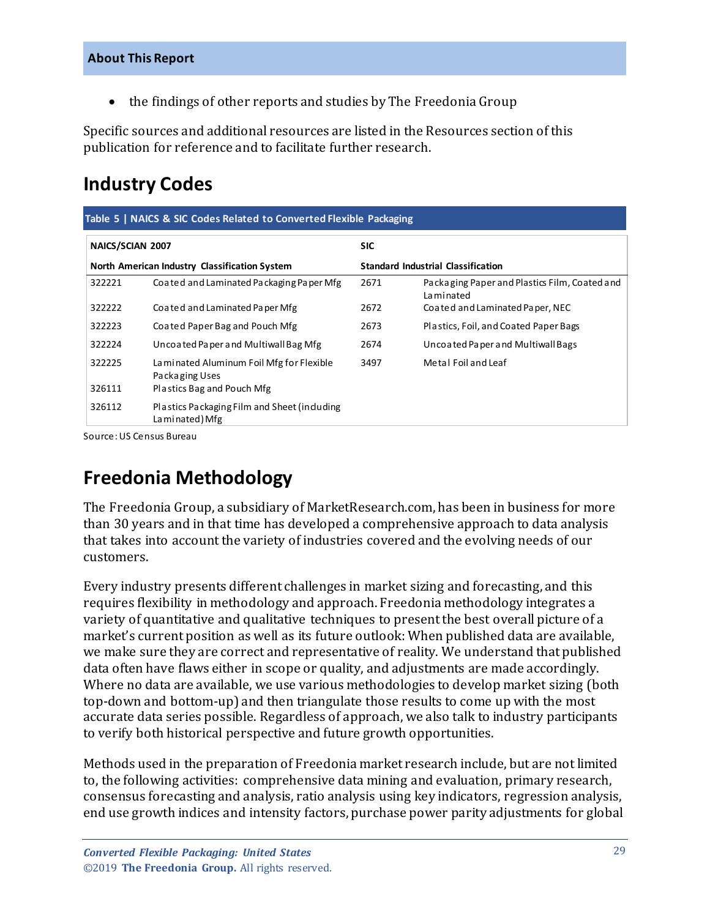- the findings of other reports and studies by The Freedonia Group

Specific sources and additional resources are listed in the Resources section of this publication for reference and to facilitate further research.

## Industry Codes

**Table 5 | NAICS & SIC Codes Related to Converted Flexible Packaging**

| NAICS/SCIAN 2007 | | SIC | |
|---|---|---|---|
| **North American Industry Classification System** | | **Standard Industrial Classification** | |
| 322221 | Coated and Laminated Packaging Paper Mfg | 2671 | Packaging Paper and Plastics Film, Coated and Laminated |
| 322222 | Coated and Laminated Paper Mfg | 2672 | Coated and Laminated Paper, NEC |
| 322223 | Coated Paper Bag and Pouch Mfg | 2673 | Plastics, Foil, and Coated Paper Bags |
| 322224 | Uncoated Paper and Multiwall Bag Mfg | 2674 | Uncoated Paper and Multiwall Bags |
| 322225 | Laminated Aluminum Foil Mfg for Flexible Packaging Uses | 3497 | Metal Foil and Leaf |
| 326111 | Plastics Bag and Pouch Mfg | | |
| 326112 | Plastics Packaging Film and Sheet (including Laminated) Mfg | | |

Source: US Census Bureau

## Freedonia Methodology

The Freedonia Group, a subsidiary of MarketResearch.com, has been in business for more than 30 years and in that time has developed a comprehensive approach to data analysis that takes into account the variety of industries covered and the evolving needs of our customers.

Every industry presents different challenges in market sizing and forecasting, and this requires flexibility in methodology and approach. Freedonia methodology integrates a variety of quantitative and qualitative techniques to present the best overall picture of a market's current position as well as its future outlook: When published data are available, we make sure they are correct and representative of reality. We understand that published data often have flaws either in scope or quality, and adjustments are made accordingly. Where no data are available, we use various methodologies to develop market sizing (both top-down and bottom-up) and then triangulate those results to come up with the most accurate data series possible. Regardless of approach, we also talk to industry participants to verify both historical perspective and future growth opportunities.

Methods used in the preparation of Freedonia market research include, but are not limited to, the following activities: comprehensive data mining and evaluation, primary research, consensus forecasting and analysis, ratio analysis using key indicators, regression analysis, end use growth indices and intensity factors, purchase power parity adjustments for global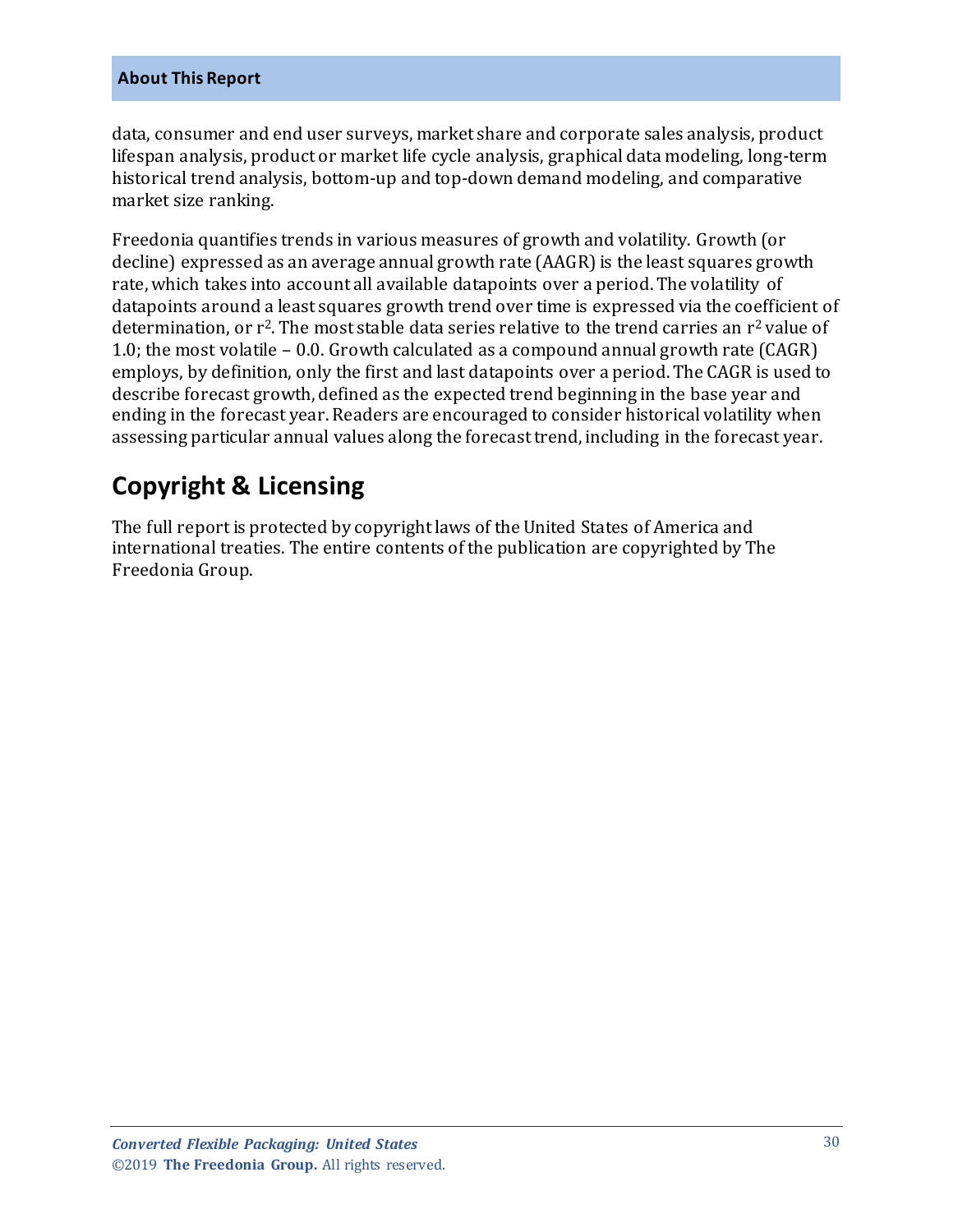data, consumer and end user surveys, market share and corporate sales analysis, product lifespan analysis, product or market life cycle analysis, graphical data modeling, long-term historical trend analysis, bottom-up and top-down demand modeling, and comparative market size ranking.

Freedonia quantifies trends in various measures of growth and volatility. Growth (or decline) expressed as an average annual growth rate (AAGR) is the least squares growth rate, which takes into account all available datapoints over a period. The volatility of datapoints around a least squares growth trend over time is expressed via the coefficient of determination, or $r^2$. The most stable data series relative to the trend carries an $r^2$ value of 1.0; the most volatile – 0.0. Growth calculated as a compound annual growth rate (CAGR) employs, by definition, only the first and last datapoints over a period. The CAGR is used to describe forecast growth, defined as the expected trend beginning in the base year and ending in the forecast year. Readers are encouraged to consider historical volatility when assessing particular annual values along the forecast trend, including in the forecast year.

## Copyright & Licensing

The full report is protected by copyright laws of the United States of America and international treaties. The entire contents of the publication are copyrighted by The Freedonia Group.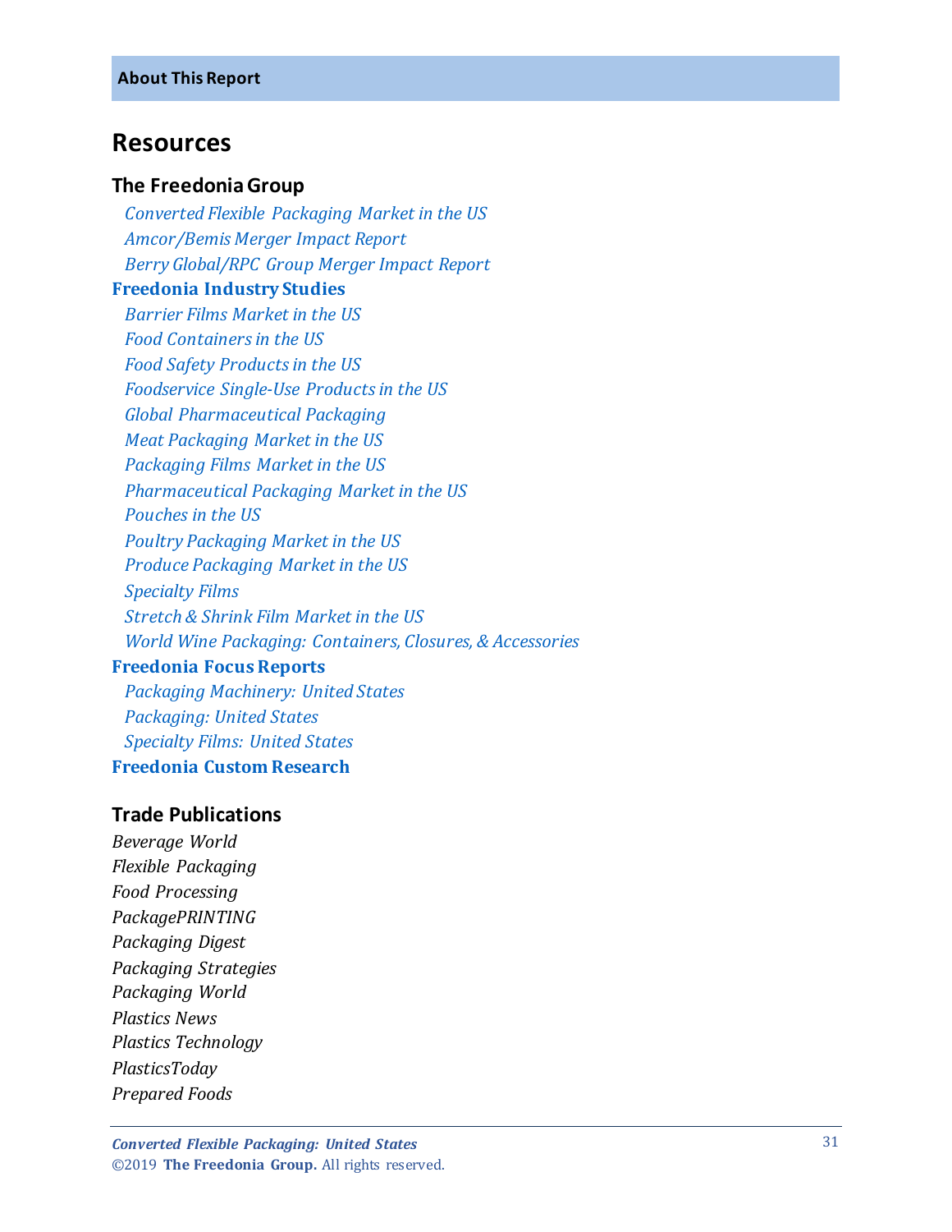**About This Report**

## Resources

### The Freedonia Group

*Converted Flexible Packaging Market in the US*
*Amcor/Bemis Merger Impact Report*
*Berry Global/RPC Group Merger Impact Report*

**Freedonia Industry Studies**

*Barrier Films Market in the US*
*Food Containers in the US*
*Food Safety Products in the US*
*Foodservice Single-Use Products in the US*
*Global Pharmaceutical Packaging*
*Meat Packaging Market in the US*
*Packaging Films Market in the US*
*Pharmaceutical Packaging Market in the US*
*Pouches in the US*
*Poultry Packaging Market in the US*
*Produce Packaging Market in the US*
*Specialty Films*
*Stretch & Shrink Film Market in the US*
*World Wine Packaging: Containers, Closures, & Accessories*

**Freedonia Focus Reports**

*Packaging Machinery: United States*
*Packaging: United States*
*Specialty Films: United States*

**Freedonia Custom Research**

### Trade Publications

*Beverage World*
*Flexible Packaging*
*Food Processing*
*PackagePRINTING*
*Packaging Digest*
*Packaging Strategies*
*Packaging World*
*Plastics News*
*Plastics Technology*
*PlasticsToday*
*Prepared Foods*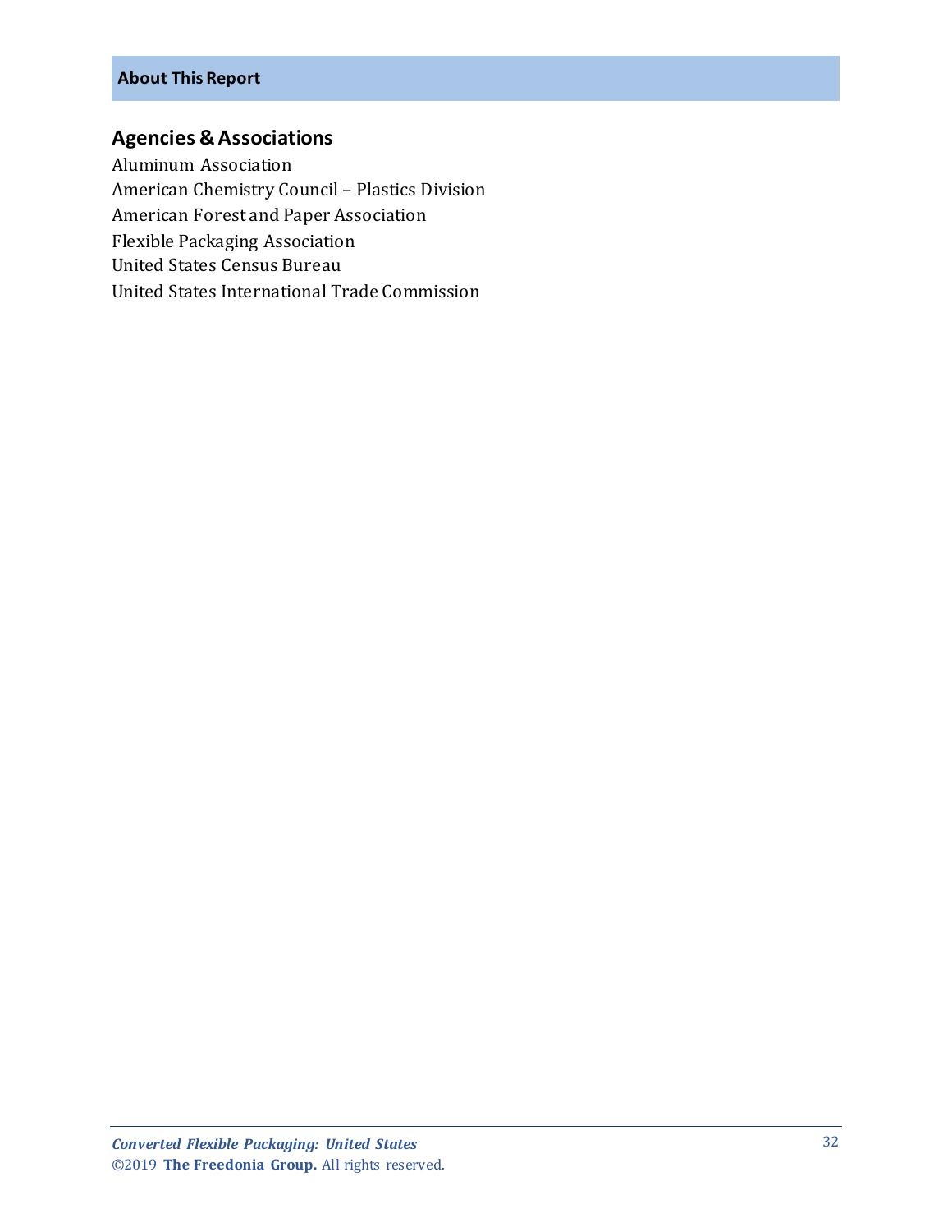## Agencies & Associations

Aluminum Association
American Chemistry Council – Plastics Division
American Forest and Paper Association
Flexible Packaging Association
United States Census Bureau
United States International Trade Commission